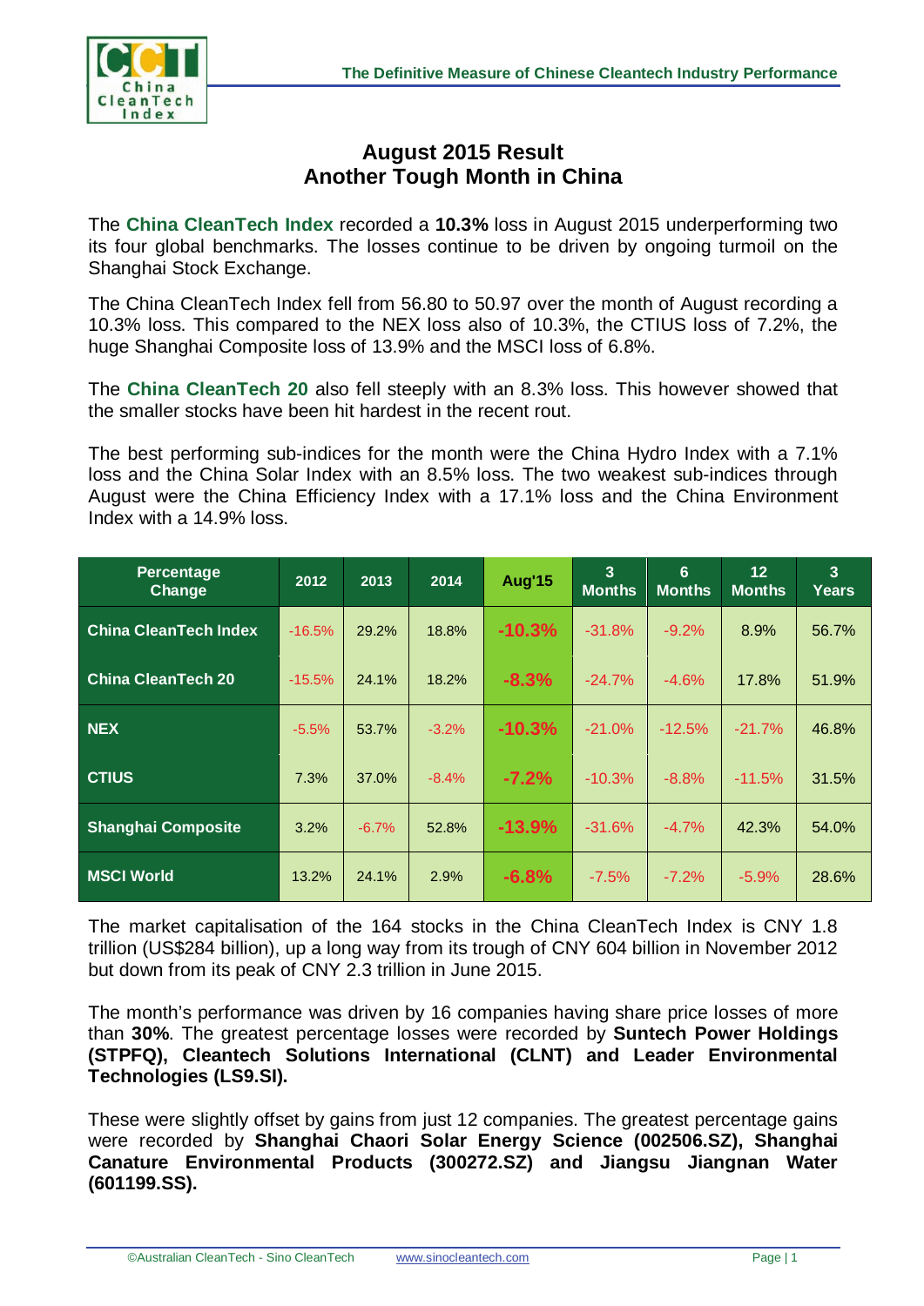# August 2015 Result
## Another Tough Month in China

The **China CleanTech Index** recorded a **10.3%** loss in August 2015 underperforming two its four global benchmarks. The losses continue to be driven by ongoing turmoil on the Shanghai Stock Exchange.

The China CleanTech Index fell from 56.80 to 50.97 over the month of August recording a 10.3% loss. This compared to the NEX loss also of 10.3%, the CTIUS loss of 7.2%, the huge Shanghai Composite loss of 13.9% and the MSCI loss of 6.8%.

The **China CleanTech 20** also fell steeply with an 8.3% loss. This however showed that the smaller stocks have been hit hardest in the recent rout.

The best performing sub-indices for the month were the China Hydro Index with a 7.1% loss and the China Solar Index with an 8.5% loss. The two weakest sub-indices through August were the China Efficiency Index with a 17.1% loss and the China Environment Index with a 14.9% loss.

| Percentage Change | 2012 | 2013 | 2014 | Aug'15 | 3 Months | 6 Months | 12 Months | 3 Years |
|---|---|---|---|---|---|---|---|---|
| China CleanTech Index | -16.5% | 29.2% | 18.8% | -10.3% | -31.8% | -9.2% | 8.9% | 56.7% |
| China CleanTech 20 | -15.5% | 24.1% | 18.2% | -8.3% | -24.7% | -4.6% | 17.8% | 51.9% |
| NEX | -5.5% | 53.7% | -3.2% | -10.3% | -21.0% | -12.5% | -21.7% | 46.8% |
| CTIUS | 7.3% | 37.0% | -8.4% | -7.2% | -10.3% | -8.8% | -11.5% | 31.5% |
| Shanghai Composite | 3.2% | -6.7% | 52.8% | -13.9% | -31.6% | -4.7% | 42.3% | 54.0% |
| MSCI World | 13.2% | 24.1% | 2.9% | -6.8% | -7.5% | -7.2% | -5.9% | 28.6% |

The market capitalisation of the 164 stocks in the China CleanTech Index is CNY 1.8 trillion (US$284 billion), up a long way from its trough of CNY 604 billion in November 2012 but down from its peak of CNY 2.3 trillion in June 2015.

The month's performance was driven by 16 companies having share price losses of more than **30%**. The greatest percentage losses were recorded by **Suntech Power Holdings (STPFQ), Cleantech Solutions International (CLNT) and Leader Environmental Technologies (LS9.SI).**

These were slightly offset by gains from just 12 companies. The greatest percentage gains were recorded by **Shanghai Chaori Solar Energy Science (002506.SZ), Shanghai Canature Environmental Products (300272.SZ) and Jiangsu Jiangnan Water (601199.SS).**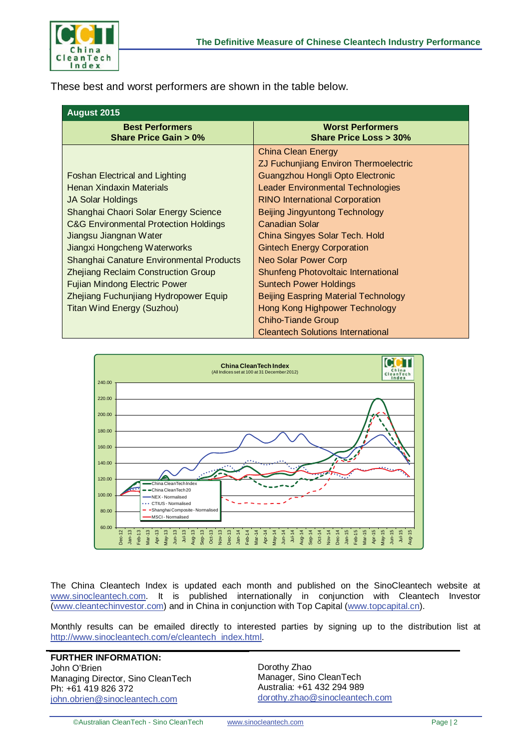These best and worst performers are shown in the table below.

| August 2015 | |
|---|---|
| **Best Performers Share Price Gain > 0%** | **Worst Performers Share Price Loss > 30%** |
| | China Clean Energy |
| | ZJ Fuchunjiang Environ Thermoelectric |
| Foshan Electrical and Lighting | Guangzhou Hongli Opto Electronic |
| Henan Xindaxin Materials | Leader Environmental Technologies |
| JA Solar Holdings | RINO International Corporation |
| Shanghai Chaori Solar Energy Science | Beijing Jingyuntong Technology |
| C&G Environmental Protection Holdings | Canadian Solar |
| Jiangsu Jiangnan Water | China Singyes Solar Tech. Hold |
| Jiangxi Hongcheng Waterworks | Gintech Energy Corporation |
| Shanghai Canature Environmental Products | Neo Solar Power Corp |
| Zhejiang Reclaim Construction Group | Shunfeng Photovoltaic International |
| Fujian Mindong Electric Power | Suntech Power Holdings |
| Zhejiang Fuchunjiang Hydropower Equip | Beijing Easpring Material Technology |
| Titan Wind Energy (Suzhou) | Hong Kong Highpower Technology |
| | Chiho-Tiande Group |
| | Cleantech Solutions International |

China CleanTech Index
(All Indices set at 100 at 31 December 2012)

240.00
220.00
200.00
180.00
160.00
140.00
120.00
100.00
80.00
60.00

China CleanTech Index
China CleanTech 20
NEX - Normalised
CTIUS - Normalised
Shanghai Composite - Normalised
MSCI - Normalised

Dec-12 Jan-13 Feb-13 Mar-13 Apr-13 May-13 Jun-13 Jul-13 Aug-13 Sep-13 Oct-13 Nov-13 Dec-13 Jan-14 Feb-14 Mar-14 Apr-14 May-14 Jun-14 Jul-14 Aug-14 Sep-14 Oct-14 Nov-14 Dec-14 Jan-15 Feb-15 Mar-15 Apr-15 May-15 Jun-15 Jul-15 Aug-15

The China Cleantech Index is updated each month and published on the SinoCleantech website at www.sinocleantech.com. It is published internationally in conjunction with Cleantech Investor (www.cleantechinvestor.com) and in China in conjunction with Top Capital (www.topcapital.cn).

Monthly results can be emailed directly to interested parties by signing up to the distribution list at http://www.sinocleantech.com/e/cleantech_index.html.

**FURTHER INFORMATION:**

John O'Brien
Managing Director, Sino CleanTech
Ph: +61 419 826 372
john.obrien@sinocleantech.com

Dorothy Zhao
Manager, Sino CleanTech
Australia: +61 432 294 989
dorothy.zhao@sinocleantech.com